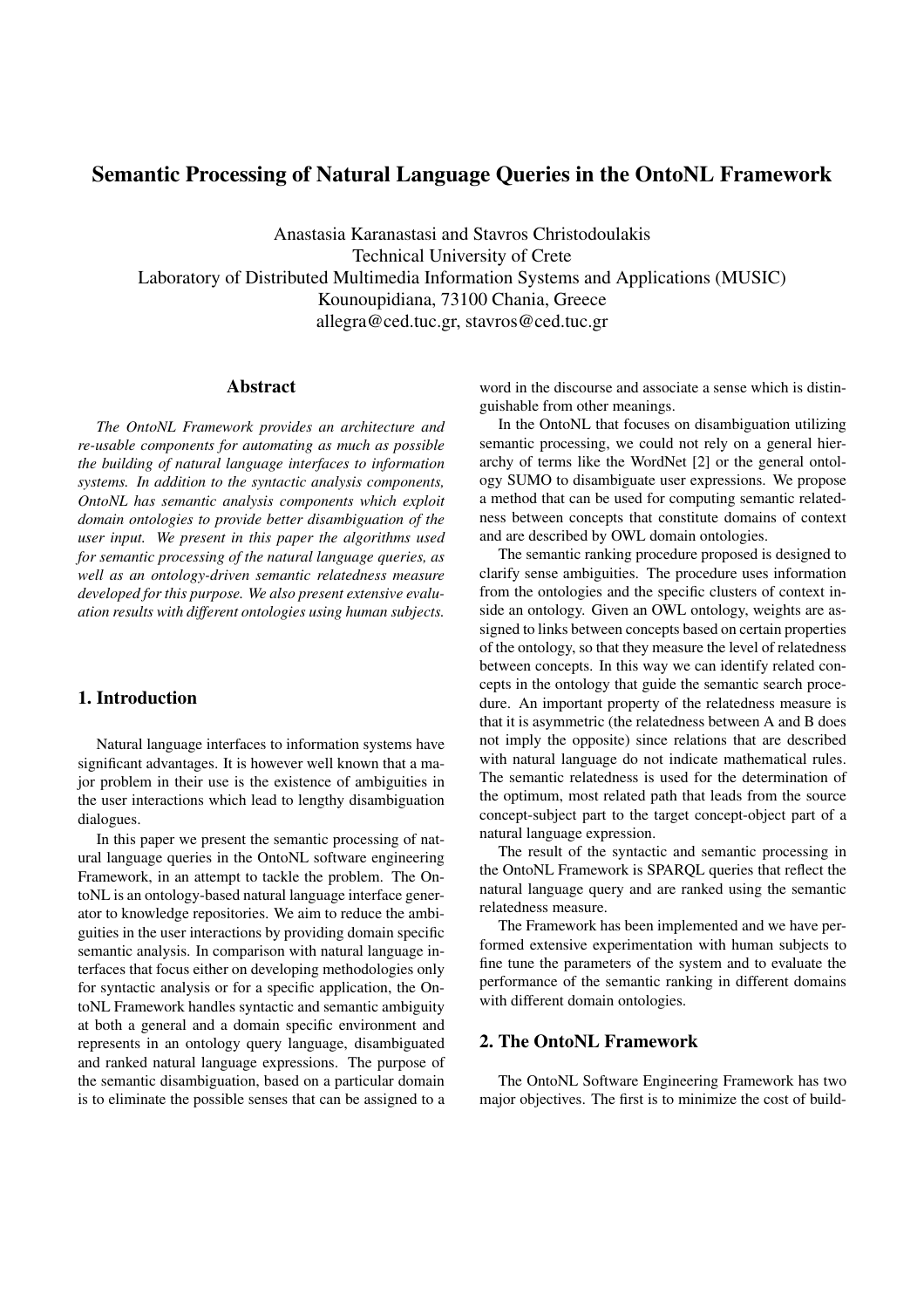# Semantic Processing of Natural Language Queries in the OntoNL Framework

Anastasia Karanastasi and Stavros Christodoulakis
Technical University of Crete
Laboratory of Distributed Multimedia Information Systems and Applications (MUSIC)
Kounoupidiana, 73100 Chania, Greece
allegra@ced.tuc.gr, stavros@ced.tuc.gr

## Abstract

*The OntoNL Framework provides an architecture and re-usable components for automating as much as possible the building of natural language interfaces to information systems. In addition to the syntactic analysis components, OntoNL has semantic analysis components which exploit domain ontologies to provide better disambiguation of the user input. We present in this paper the algorithms used for semantic processing of the natural language queries, as well as an ontology-driven semantic relatedness measure developed for this purpose. We also present extensive evaluation results with different ontologies using human subjects.*

## 1. Introduction

Natural language interfaces to information systems have significant advantages. It is however well known that a major problem in their use is the existence of ambiguities in the user interactions which lead to lengthy disambiguation dialogues.

In this paper we present the semantic processing of natural language queries in the OntoNL software engineering Framework, in an attempt to tackle the problem. The OntoNL is an ontology-based natural language interface generator to knowledge repositories. We aim to reduce the ambiguities in the user interactions by providing domain specific semantic analysis. In comparison with natural language interfaces that focus either on developing methodologies only for syntactic analysis or for a specific application, the OntoNL Framework handles syntactic and semantic ambiguity at both a general and a domain specific environment and represents in an ontology query language, disambiguated and ranked natural language expressions. The purpose of the semantic disambiguation, based on a particular domain is to eliminate the possible senses that can be assigned to a word in the discourse and associate a sense which is distinguishable from other meanings.

In the OntoNL that focuses on disambiguation utilizing semantic processing, we could not rely on a general hierarchy of terms like the WordNet [2] or the general ontology SUMO to disambiguate user expressions. We propose a method that can be used for computing semantic relatedness between concepts that constitute domains of context and are described by OWL domain ontologies.

The semantic ranking procedure proposed is designed to clarify sense ambiguities. The procedure uses information from the ontologies and the specific clusters of context inside an ontology. Given an OWL ontology, weights are assigned to links between concepts based on certain properties of the ontology, so that they measure the level of relatedness between concepts. In this way we can identify related concepts in the ontology that guide the semantic search procedure. An important property of the relatedness measure is that it is asymmetric (the relatedness between A and B does not imply the opposite) since relations that are described with natural language do not indicate mathematical rules. The semantic relatedness is used for the determination of the optimum, most related path that leads from the source concept-subject part to the target concept-object part of a natural language expression.

The result of the syntactic and semantic processing in the OntoNL Framework is SPARQL queries that reflect the natural language query and are ranked using the semantic relatedness measure.

The Framework has been implemented and we have performed extensive experimentation with human subjects to fine tune the parameters of the system and to evaluate the performance of the semantic ranking in different domains with different domain ontologies.

## 2. The OntoNL Framework

The OntoNL Software Engineering Framework has two major objectives. The first is to minimize the cost of build-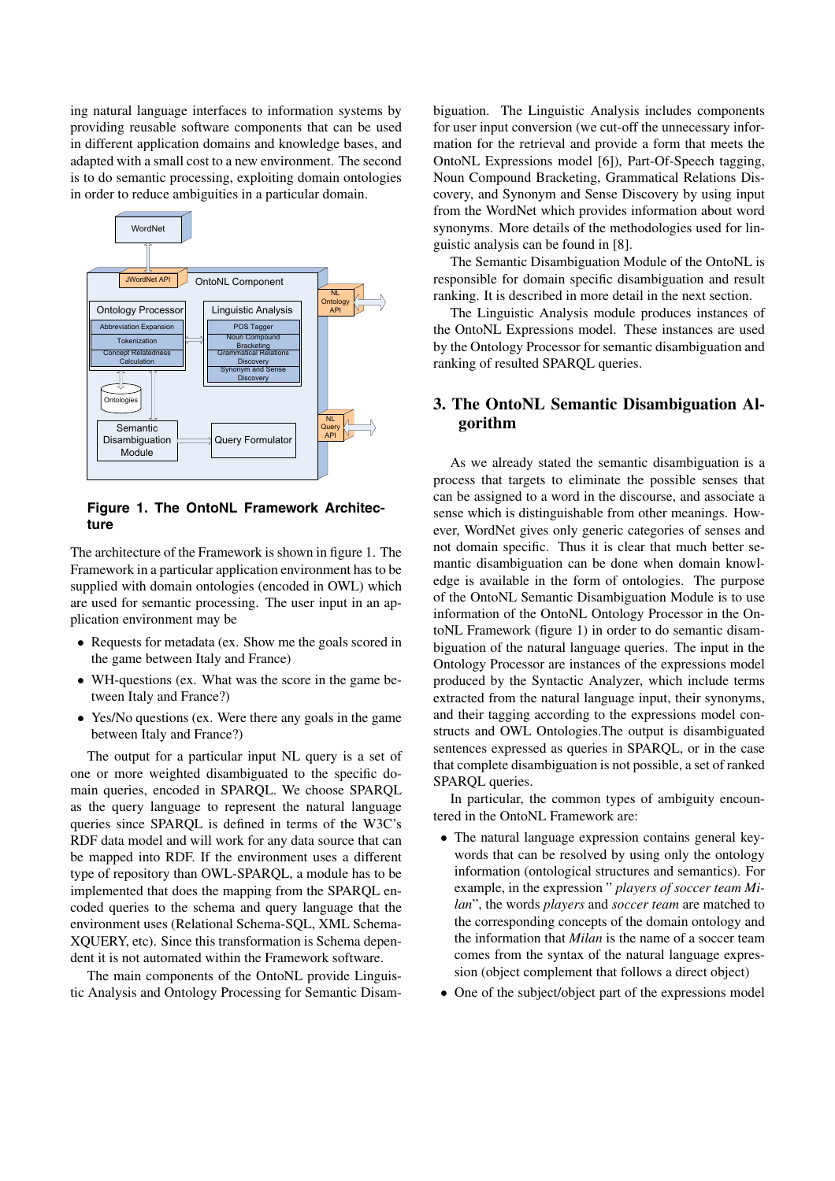ing natural language interfaces to information systems by providing reusable software components that can be used in different application domains and knowledge bases, and adapted with a small cost to a new environment. The second is to do semantic processing, exploiting domain ontologies in order to reduce ambiguities in a particular domain.

WordNet

JWordNet API

OntoNL Component

NL Ontology API

Ontology Processor

Abbreviation Expansion

Tokenization

Concept Relatedness Calculation

Linguistic Analysis

POS Tagger

Noun Compound Bracketing

Grammatical Relations Discovery

Synonym and Sense Discovery

Ontologies

NL Query API

Semantic Disambiguation Module

Query Formulator

**Figure 1. The OntoNL Framework Architecture**

The architecture of the Framework is shown in figure 1. The Framework in a particular application environment has to be supplied with domain ontologies (encoded in OWL) which are used for semantic processing. The user input in an application environment may be

- Requests for metadata (ex. Show me the goals scored in the game between Italy and France)
- WH-questions (ex. What was the score in the game between Italy and France?)
- Yes/No questions (ex. Were there any goals in the game between Italy and France?)

The output for a particular input NL query is a set of one or more weighted disambiguated to the specific domain queries, encoded in SPARQL. We choose SPARQL as the query language to represent the natural language queries since SPARQL is defined in terms of the W3C's RDF data model and will work for any data source that can be mapped into RDF. If the environment uses a different type of repository than OWL-SPARQL, a module has to be implemented that does the mapping from the SPARQL encoded queries to the schema and query language that the environment uses (Relational Schema-SQL, XML Schema-XQUERY, etc). Since this transformation is Schema dependent it is not automated within the Framework software.

The main components of the OntoNL provide Linguistic Analysis and Ontology Processing for Semantic Disambiguation. The Linguistic Analysis includes components for user input conversion (we cut-off the unnecessary information for the retrieval and provide a form that meets the OntoNL Expressions model [6]), Part-Of-Speech tagging, Noun Compound Bracketing, Grammatical Relations Discovery, and Synonym and Sense Discovery by using input from the WordNet which provides information about word synonyms. More details of the methodologies used for linguistic analysis can be found in [8].

The Semantic Disambiguation Module of the OntoNL is responsible for domain specific disambiguation and result ranking. It is described in more detail in the next section.

The Linguistic Analysis module produces instances of the OntoNL Expressions model. These instances are used by the Ontology Processor for semantic disambiguation and ranking of resulted SPARQL queries.

## 3. The OntoNL Semantic Disambiguation Algorithm

As we already stated the semantic disambiguation is a process that targets to eliminate the possible senses that can be assigned to a word in the discourse, and associate a sense which is distinguishable from other meanings. However, WordNet gives only generic categories of senses and not domain specific. Thus it is clear that much better semantic disambiguation can be done when domain knowledge is available in the form of ontologies. The purpose of the OntoNL Semantic Disambiguation Module is to use information of the OntoNL Ontology Processor in the OntoNL Framework (figure 1) in order to do semantic disambiguation of the natural language queries. The input in the Ontology Processor are instances of the expressions model produced by the Syntactic Analyzer, which include terms extracted from the natural language input, their synonyms, and their tagging according to the expressions model constructs and OWL Ontologies.The output is disambiguated sentences expressed as queries in SPARQL, or in the case that complete disambiguation is not possible, a set of ranked SPARQL queries.

In particular, the common types of ambiguity encountered in the OntoNL Framework are:

- The natural language expression contains general keywords that can be resolved by using only the ontology information (ontological structures and semantics). For example, in the expression " *players of soccer team Milan*", the words *players* and *soccer team* are matched to the corresponding concepts of the domain ontology and the information that *Milan* is the name of a soccer team comes from the syntax of the natural language expression (object complement that follows a direct object)
- One of the subject/object part of the expressions model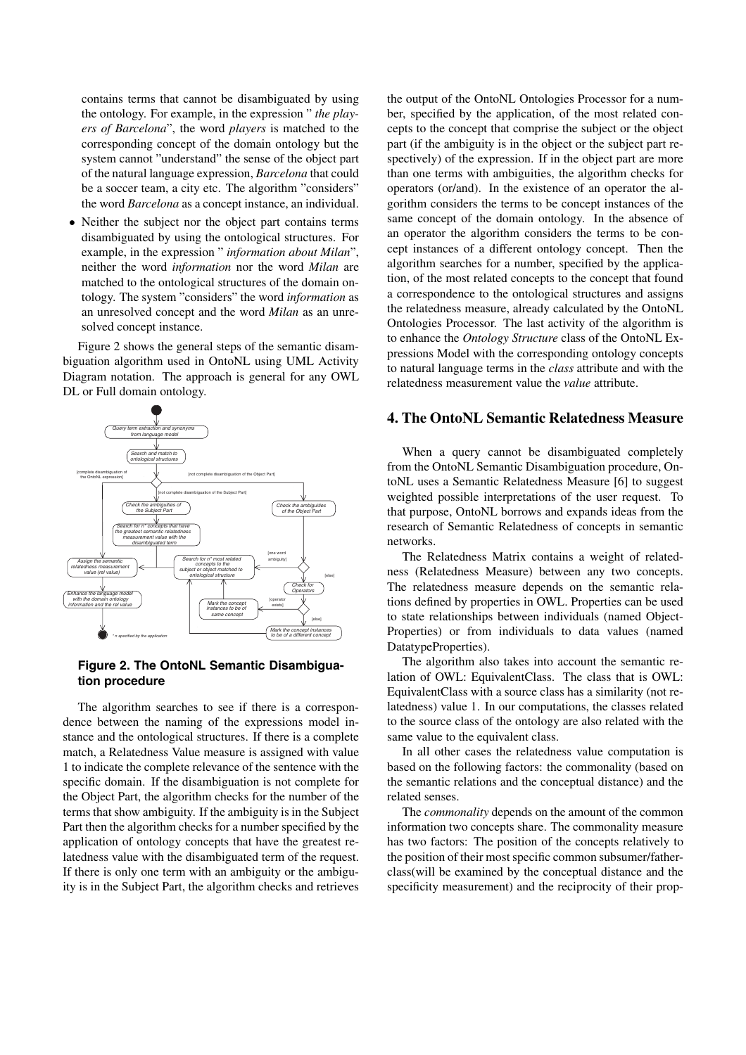contains terms that cannot be disambiguated by using the ontology. For example, in the expression " *the players of Barcelona*", the word *players* is matched to the corresponding concept of the domain ontology but the system cannot "understand" the sense of the object part of the natural language expression, *Barcelona* that could be a soccer team, a city etc. The algorithm "considers" the word *Barcelona* as a concept instance, an individual.

- Neither the subject nor the object part contains terms disambiguated by using the ontological structures. For example, in the expression " *information about Milan*", neither the word *information* nor the word *Milan* are matched to the ontological structures of the domain ontology. The system "considers" the word *information* as an unresolved concept and the word *Milan* as an unresolved concept instance.

Figure 2 shows the general steps of the semantic disambiguation algorithm used in OntoNL using UML Activity Diagram notation. The approach is general for any OWL DL or Full domain ontology.

Query term extraction and synonyms from language model

Search and match to ontological structures

[complete disambiguation of the OntoNL expression]

[not complete disambiguation of the Object Part]

[not complete disambiguation of the Subject Part]

Check the ambiguities of the Subject Part

Check the ambiguities of the Object Part

Search for n* concepts that have the greatest semantic relatedness measurement value with the disambiguated term

Assign the semantic relatedness measurement value (rel value)

Search for n* most related concepts to the subject or object matched to ontological structure

[one word ambiguity]

[else]

Check for Operators

[operator exists]

[else]

Mark the concept instances to be of same concept

Mark the concept instances to be of a different concept

Enhance the language model with the domain ontology information and the rel value

* n specified by the application

**Figure 2. The OntoNL Semantic Disambiguation procedure**

The algorithm searches to see if there is a correspondence between the naming of the expressions model instance and the ontological structures. If there is a complete match, a Relatedness Value measure is assigned with value 1 to indicate the complete relevance of the sentence with the specific domain. If the disambiguation is not complete for the Object Part, the algorithm checks for the number of the terms that show ambiguity. If the ambiguity is in the Subject Part then the algorithm checks for a number specified by the application of ontology concepts that have the greatest relatedness value with the disambiguated term of the request. If there is only one term with an ambiguity or the ambiguity is in the Subject Part, the algorithm checks and retrieves the output of the OntoNL Ontologies Processor for a number, specified by the application, of the most related concepts to the concept that comprise the subject or the object part (if the ambiguity is in the object or the subject part respectively) of the expression. If in the object part are more than one terms with ambiguities, the algorithm checks for operators (or/and). In the existence of an operator the algorithm considers the terms to be concept instances of the same concept of the domain ontology. In the absence of an operator the algorithm considers the terms to be concept instances of a different ontology concept. Then the algorithm searches for a number, specified by the application, of the most related concepts to the concept that found a correspondence to the ontological structures and assigns the relatedness measure, already calculated by the OntoNL Ontologies Processor. The last activity of the algorithm is to enhance the *Ontology Structure* class of the OntoNL Expressions Model with the corresponding ontology concepts to natural language terms in the *class* attribute and with the relatedness measurement value the *value* attribute.

## 4. The OntoNL Semantic Relatedness Measure

When a query cannot be disambiguated completely from the OntoNL Semantic Disambiguation procedure, OntoNL uses a Semantic Relatedness Measure [6] to suggest weighted possible interpretations of the user request. To that purpose, OntoNL borrows and expands ideas from the research of Semantic Relatedness of concepts in semantic networks.

The Relatedness Matrix contains a weight of relatedness (Relatedness Measure) between any two concepts. The relatedness measure depends on the semantic relations defined by properties in OWL. Properties can be used to state relationships between individuals (named ObjectProperties) or from individuals to data values (named DatatypeProperties).

The algorithm also takes into account the semantic relation of OWL: EquivalentClass. The class that is OWL: EquivalentClass with a source class has a similarity (not relatedness) value 1. In our computations, the classes related to the source class of the ontology are also related with the same value to the equivalent class.

In all other cases the relatedness value computation is based on the following factors: the commonality (based on the semantic relations and the conceptual distance) and the related senses.

The *commonality* depends on the amount of the common information two concepts share. The commonality measure has two factors: The position of the concepts relatively to the position of their most specific common subsumer/father-class(will be examined by the conceptual distance and the specificity measurement) and the reciprocity of their prop-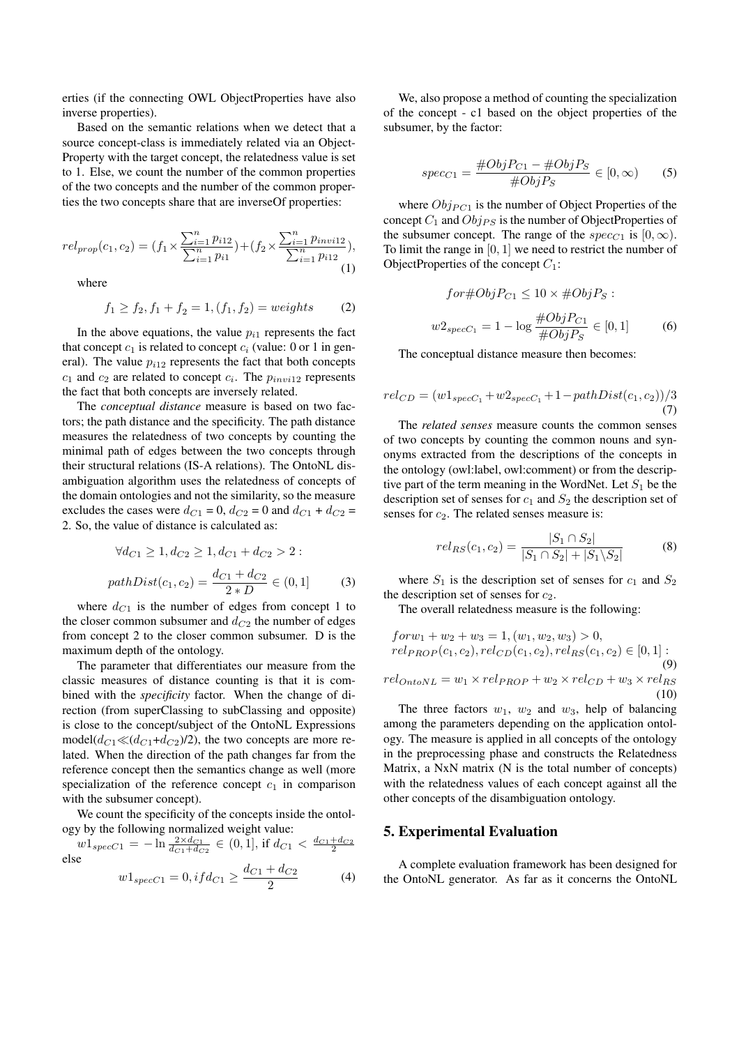erties (if the connecting OWL ObjectProperties have also inverse properties).

Based on the semantic relations when we detect that a source concept-class is immediately related via an ObjectProperty with the target concept, the relatedness value is set to 1. Else, we count the number of the common properties of the two concepts and the number of the common properties the two concepts share that are inverseOf properties:

$$rel_{prop}(c_1, c_2) = (f_1 \times \frac{\sum_{i=1}^{n} p_{i12}}{\sum_{i=1}^{n} p_{i1}}) + (f_2 \times \frac{\sum_{i=1}^{n} p_{invi12}}{\sum_{i=1}^{n} p_{i12}}), \tag{1}$$

where

$$f_1 \geq f_2, f_1 + f_2 = 1, (f_1, f_2) = weights \tag{2}$$

In the above equations, the value $p_{i1}$ represents the fact that concept $c_1$ is related to concept $c_i$ (value: 0 or 1 in general). The value $p_{i12}$ represents the fact that both concepts $c_1$ and $c_2$ are related to concept $c_i$. The $p_{invi12}$ represents the fact that both concepts are inversely related.

The *conceptual distance* measure is based on two factors; the path distance and the specificity. The path distance measures the relatedness of two concepts by counting the minimal path of edges between the two concepts through their structural relations (IS-A relations). The OntoNL disambiguation algorithm uses the relatedness of concepts of the domain ontologies and not the similarity, so the measure excludes the cases were $d_{C1}$ = 0, $d_{C2}$ = 0 and $d_{C1}$ + $d_{C2}$ = 2. So, the value of distance is calculated as:

$$\forall d_{C1} \geq 1, d_{C2} \geq 1, d_{C1} + d_{C2} > 2 :$$

$$pathDist(c_1, c_2) = \frac{d_{C1} + d_{C2}}{2 * D} \in (0, 1] \tag{3}$$

where $d_{C1}$ is the number of edges from concept 1 to the closer common subsumer and $d_{C2}$ the number of edges from concept 2 to the closer common subsumer. D is the maximum depth of the ontology.

The parameter that differentiates our measure from the classic measures of distance counting is that it is combined with the *specificity* factor. When the change of direction (from superClassing to subClassing and opposite) is close to the concept/subject of the OntoNL Expressions model($d_{C1} \ll (d_{C1}+d_{C2})/2$), the two concepts are more related. When the direction of the path changes far from the reference concept then the semantics change as well (more specialization of the reference concept $c_1$ in comparison with the subsumer concept).

We count the specificity of the concepts inside the ontology by the following normalized weight value:

$w1_{specC1} = -\ln \frac{2 \times d_{C1}}{d_{C1} + d_{C2}} \in (0, 1]$, if $d_{C1} < \frac{d_{C1}+d_{C2}}{2}$ else

$$w1_{specC1} = 0, if d_{C1} \geq \frac{d_{C1} + d_{C2}}{2} \tag{4}$$

We, also propose a method of counting the specialization of the concept - c1 based on the object properties of the subsumer, by the factor:

$$spec_{C1} = \frac{\#ObjP_{C1} - \#ObjP_S}{\#ObjP_S} \in [0, \infty) \tag{5}$$

where $Obj_{PC1}$ is the number of Object Properties of the concept $C_1$ and $Obj_{PS}$ is the number of ObjectProperties of the subsumer concept. The range of the $spec_{C1}$ is $[0, \infty)$. To limit the range in $[0, 1]$ we need to restrict the number of ObjectProperties of the concept $C_1$:

$$for \#ObjP_{C1} \leq 10 \times \#ObjP_S :$$

$$w2_{specC_1} = 1 - \log \frac{\#ObjP_{C1}}{\#ObjP_S} \in [0, 1] \tag{6}$$

The conceptual distance measure then becomes:

$$rel_{CD} = (w1_{specC_1} + w2_{specC_1} + 1 - pathDist(c_1, c_2))/3 \tag{7}$$

The *related senses* measure counts the common senses of two concepts by counting the common nouns and synonyms extracted from the descriptions of the concepts in the ontology (owl:label, owl:comment) or from the descriptive part of the term meaning in the WordNet. Let $S_1$ be the description set of senses for $c_1$ and $S_2$ the description set of senses for $c_2$. The related senses measure is:

$$rel_{RS}(c_1, c_2) = \frac{|S_1 \cap S_2|}{|S_1 \cap S_2| + |S_1 \backslash S_2|} \tag{8}$$

where $S_1$ is the description set of senses for $c_1$ and $S_2$ the description set of senses for $c_2$.

The overall relatedness measure is the following:

$$for w_1 + w_2 + w_3 = 1, (w_1, w_2, w_3) > 0,$$
$$rel_{PROP}(c_1, c_2), rel_{CD}(c_1, c_2), rel_{RS}(c_1, c_2) \in [0, 1] : \tag{9}$$

$$rel_{OntoNL} = w_1 \times rel_{PROP} + w_2 \times rel_{CD} + w_3 \times rel_{RS} \tag{10}$$

The three factors $w_1$, $w_2$ and $w_3$, help of balancing among the parameters depending on the application ontology. The measure is applied in all concepts of the ontology in the preprocessing phase and constructs the Relatedness Matrix, a NxN matrix (N is the total number of concepts) with the relatedness values of each concept against all the other concepts of the disambiguation ontology.

## 5. Experimental Evaluation

A complete evaluation framework has been designed for the OntoNL generator. As far as it concerns the OntoNL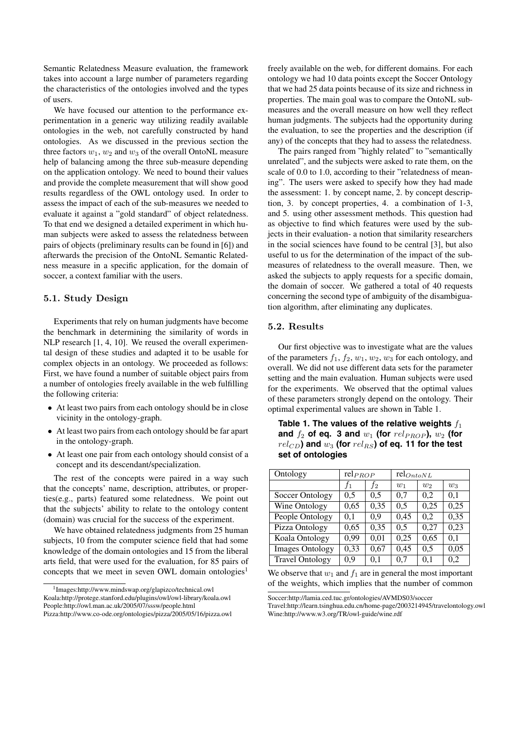Semantic Relatedness Measure evaluation, the framework takes into account a large number of parameters regarding the characteristics of the ontologies involved and the types of users.

We have focused our attention to the performance experimentation in a generic way utilizing readily available ontologies in the web, not carefully constructed by hand ontologies. As we discussed in the previous section the three factors $w_1$, $w_2$ and $w_3$ of the overall OntoNL measure help of balancing among the three sub-measure depending on the application ontology. We need to bound their values and provide the complete measurement that will show good results regardless of the OWL ontology used. In order to assess the impact of each of the sub-measures we needed to evaluate it against a "gold standard" of object relatedness. To that end we designed a detailed experiment in which human subjects were asked to assess the relatedness between pairs of objects (preliminary results can be found in [6]) and afterwards the precision of the OntoNL Semantic Relatedness measure in a specific application, for the domain of soccer, a context familiar with the users.

### 5.1. Study Design

Experiments that rely on human judgments have become the benchmark in determining the similarity of words in NLP research [1, 4, 10]. We reused the overall experimental design of these studies and adapted it to be usable for complex objects in an ontology. We proceeded as follows: First, we have found a number of suitable object pairs from a number of ontologies freely available in the web fulfilling the following criteria:

- At least two pairs from each ontology should be in close vicinity in the ontology-graph.
- At least two pairs from each ontology should be far apart in the ontology-graph.
- At least one pair from each ontology should consist of a concept and its descendant/specialization.

The rest of the concepts were paired in a way such that the concepts' name, description, attributes, or properties(e.g., parts) featured some relatedness. We point out that the subjects' ability to relate to the ontology content (domain) was crucial for the success of the experiment.

We have obtained relatedness judgments from 25 human subjects, 10 from the computer science field that had some knowledge of the domain ontologies and 15 from the liberal arts field, that were used for the evaluation, for 85 pairs of concepts that we meet in seven OWL domain ontologies[1] freely available on the web, for different domains. For each ontology we had 10 data points except the Soccer Ontology that we had 25 data points because of its size and richness in properties. The main goal was to compare the OntoNL sub-measures and the overall measure on how well they reflect human judgments. The subjects had the opportunity during the evaluation, to see the properties and the description (if any) of the concepts that they had to assess the relatedness.

The pairs ranged from "highly related" to "semantically unrelated", and the subjects were asked to rate them, on the scale of 0.0 to 1.0, according to their "relatedness of meaning". The users were asked to specify how they had made the assessment: 1. by concept name, 2. by concept description, 3. by concept properties, 4. a combination of 1-3, and 5. using other assessment methods. This question had as objective to find which features were used by the subjects in their evaluation- a notion that similarity researchers in the social sciences have found to be central [3], but also useful to us for the determination of the impact of the sub-measures of relatedness to the overall measure. Then, we asked the subjects to apply requests for a specific domain, the domain of soccer. We gathered a total of 40 requests concerning the second type of ambiguity of the disambiguation algorithm, after eliminating any duplicates.

### 5.2. Results

Our first objective was to investigate what are the values of the parameters $f_1$, $f_2$, $w_1$, $w_2$, $w_3$ for each ontology, and overall. We did not use different data sets for the parameter setting and the main evaluation. Human subjects were used for the experiments. We observed that the optimal values of these parameters strongly depend on the ontology. Their optimal experimental values are shown in Table 1.

**Table 1. The values of the relative weights $f_1$ and $f_2$ of eq. 3 and $w_1$ (for $rel_{PROP}$), $w_2$ (for $rel_{CD}$) and $w_3$ (for $rel_{RS}$) of eq. 11 for the test set of ontologies**

| Ontology | $rel_{PROP}$ | | $rel_{OntoNL}$ | | |
|---|---|---|---|---|---|
| | $f_1$ | $f_2$ | $w_1$ | $w_2$ | $w_3$ |
| Soccer Ontology | 0,5 | 0,5 | 0,7 | 0,2 | 0,1 |
| Wine Ontology | 0,65 | 0,35 | 0,5 | 0,25 | 0,25 |
| People Ontology | 0,1 | 0,9 | 0,45 | 0,2 | 0,35 |
| Pizza Ontology | 0,65 | 0,35 | 0,5 | 0,27 | 0,23 |
| Koala Ontology | 0,99 | 0,01 | 0,25 | 0,65 | 0,1 |
| Images Ontology | 0,33 | 0,67 | 0,45 | 0,5 | 0,05 |
| Travel Ontology | 0,9 | 0,1 | 0,7 | 0,1 | 0,2 |

We observe that $w_1$ and $f_1$ are in general the most important of the weights, which implies that the number of common

[1] Images:http://www.mindswap.org/glapizco/technical.owl
Koala:http://protege.stanford.edu/plugins/owl/owl-library/koala.owl
People:http://owl.man.ac.uk/2005/07/sssw/people.html
Pizza:http://www.co-ode.org/ontologies/pizza/2005/05/16/pizza.owl
Soccer:http://lamia.ced.tuc.gr/ontologies/AVMDS03/soccer
Travel:http://learn.tsinghua.edu.cn/home-page/2003214945/travelontology.owl
Wine:http://www.w3.org/TR/owl-guide/wine.rdf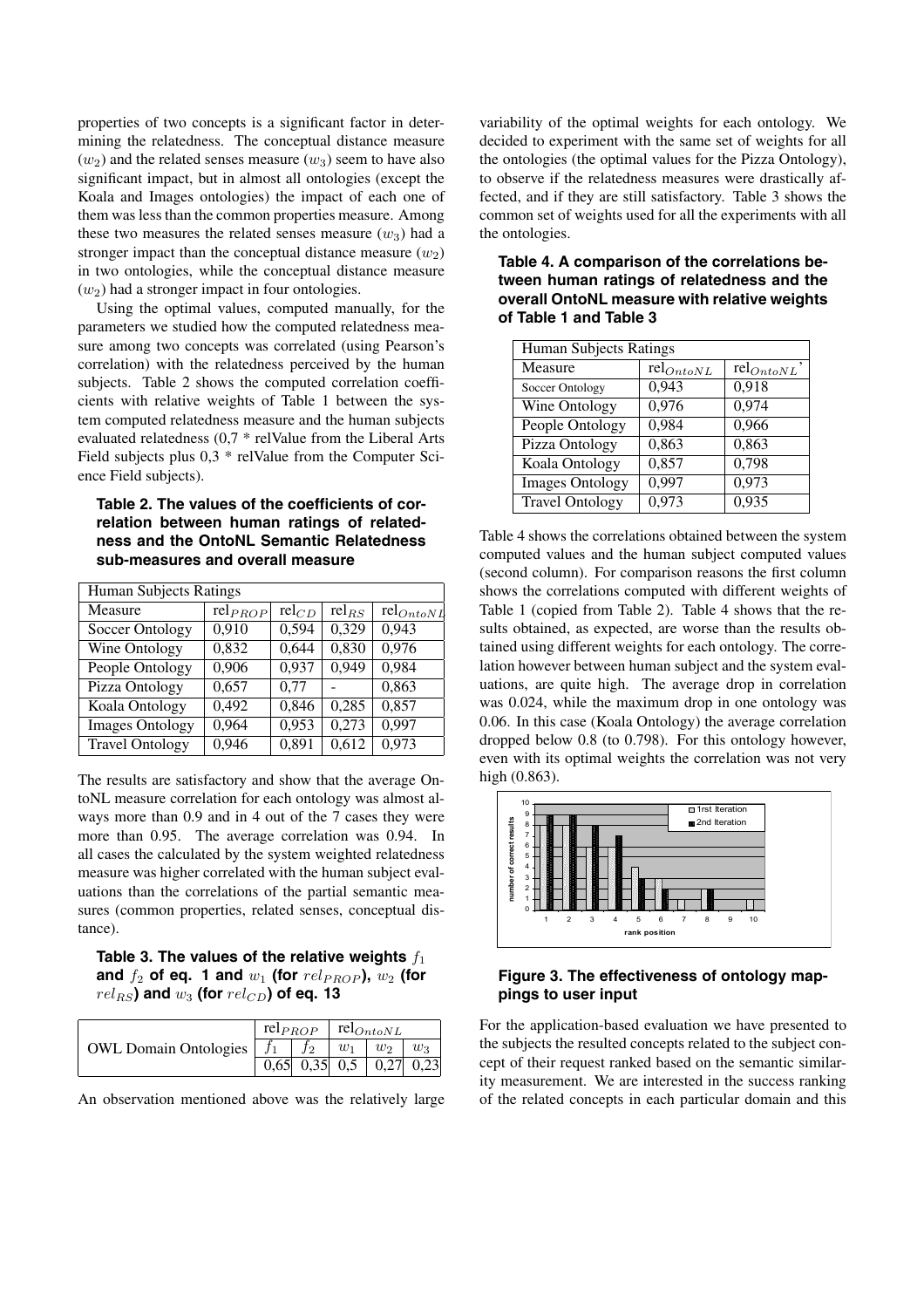properties of two concepts is a significant factor in determining the relatedness. The conceptual distance measure ($w_2$) and the related senses measure ($w_3$) seem to have also significant impact, but in almost all ontologies (except the Koala and Images ontologies) the impact of each one of them was less than the common properties measure. Among these two measures the related senses measure ($w_3$) had a stronger impact than the conceptual distance measure ($w_2$) in two ontologies, while the conceptual distance measure ($w_2$) had a stronger impact in four ontologies.

Using the optimal values, computed manually, for the parameters we studied how the computed relatedness measure among two concepts was correlated (using Pearson's correlation) with the relatedness perceived by the human subjects. Table 2 shows the computed correlation coefficients with relative weights of Table 1 between the system computed relatedness measure and the human subjects evaluated relatedness (0,7 * relValue from the Liberal Arts Field subjects plus 0,3 * relValue from the Computer Science Field subjects).

**Table 2. The values of the coefficients of correlation between human ratings of relatedness and the OntoNL Semantic Relatedness sub-measures and overall measure**

| Human Subjects Ratings | | | | |
|---|---|---|---|---|
| Measure | $\text{rel}_{PROP}$ | $\text{rel}_{CD}$ | $\text{rel}_{RS}$ | $\text{rel}_{OntoNL}$ |
| Soccer Ontology | 0,910 | 0,594 | 0,329 | 0,943 |
| Wine Ontology | 0,832 | 0,644 | 0,830 | 0,976 |
| People Ontology | 0,906 | 0,937 | 0,949 | 0,984 |
| Pizza Ontology | 0,657 | 0,77 | - | 0,863 |
| Koala Ontology | 0,492 | 0,846 | 0,285 | 0,857 |
| Images Ontology | 0,964 | 0,953 | 0,273 | 0,997 |
| Travel Ontology | 0,946 | 0,891 | 0,612 | 0,973 |

The results are satisfactory and show that the average OntoNL measure correlation for each ontology was almost always more than 0.9 and in 4 out of the 7 cases they were more than 0.95. The average correlation was 0.94. In all cases the calculated by the system weighted relatedness measure was higher correlated with the human subject evaluations than the correlations of the partial semantic measures (common properties, related senses, conceptual distance).

**Table 3. The values of the relative weights $f_1$ and $f_2$ of eq. 1 and $w_1$ (for $rel_{PROP}$), $w_2$ (for $rel_{RS}$) and $w_3$ (for $rel_{CD}$) of eq. 13**

| | $\text{rel}_{PROP}$ | | $\text{rel}_{OntoNL}$ | | |
|---|---|---|---|---|---|
| OWL Domain Ontologies | $f_1$ | $f_2$ | $w_1$ | $w_2$ | $w_3$ |
| | 0,65 | 0,35 | 0,5 | 0,27 | 0,23 |

An observation mentioned above was the relatively large variability of the optimal weights for each ontology. We decided to experiment with the same set of weights for all the ontologies (the optimal values for the Pizza Ontology), to observe if the relatedness measures were drastically affected, and if they are still satisfactory. Table 3 shows the common set of weights used for all the experiments with all the ontologies.

**Table 4. A comparison of the correlations between human ratings of relatedness and the overall OntoNL measure with relative weights of Table 1 and Table 3**

| Human Subjects Ratings | | |
|---|---|---|
| Measure | $\text{rel}_{OntoNL}$ | $\text{rel}_{OntoNL}$' |
| Soccer Ontology | 0,943 | 0,918 |
| Wine Ontology | 0,976 | 0,974 |
| People Ontology | 0,984 | 0,966 |
| Pizza Ontology | 0,863 | 0,863 |
| Koala Ontology | 0,857 | 0,798 |
| Images Ontology | 0,997 | 0,973 |
| Travel Ontology | 0,973 | 0,935 |

Table 4 shows the correlations obtained between the system computed values and the human subject computed values (second column). For comparison reasons the first column shows the correlations computed with different weights of Table 1 (copied from Table 2). Table 4 shows that the results obtained, as expected, are worse than the results obtained using different weights for each ontology. The correlation however between human subject and the system evaluations, are quite high. The average drop in correlation was 0.024, while the maximum drop in one ontology was 0.06. In this case (Koala Ontology) the average correlation dropped below 0.8 (to 0.798). For this ontology however, even with its optimal weights the correlation was not very high (0.863).

**Figure 3. The effectiveness of ontology mappings to user input**

For the application-based evaluation we have presented to the subjects the resulted concepts related to the subject concept of their request ranked based on the semantic similarity measurement. We are interested in the success ranking of the related concepts in each particular domain and this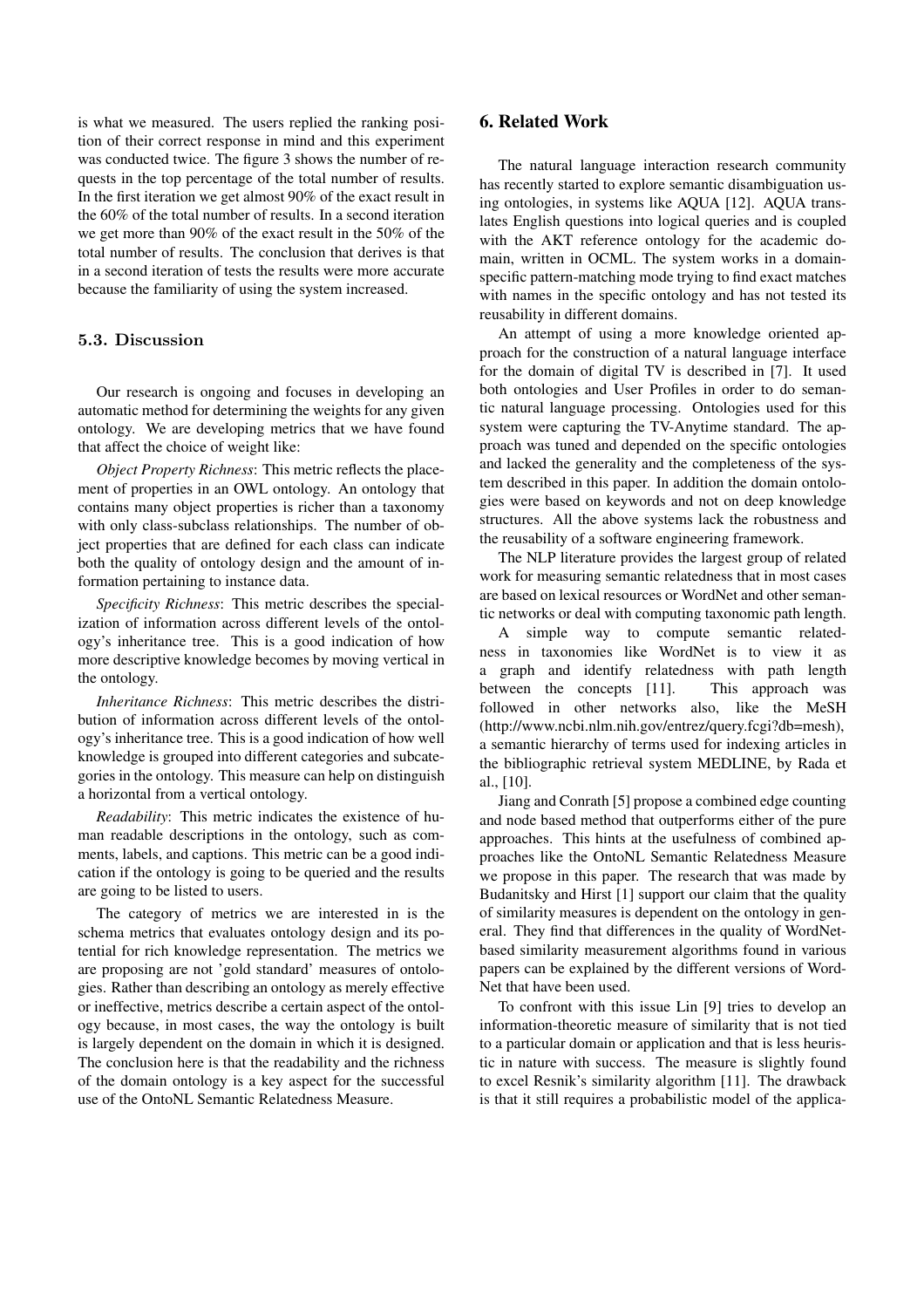is what we measured. The users replied the ranking position of their correct response in mind and this experiment was conducted twice. The figure 3 shows the number of requests in the top percentage of the total number of results. In the first iteration we get almost 90% of the exact result in the 60% of the total number of results. In a second iteration we get more than 90% of the exact result in the 50% of the total number of results. The conclusion that derives is that in a second iteration of tests the results were more accurate because the familiarity of using the system increased.

### 5.3. Discussion

Our research is ongoing and focuses in developing an automatic method for determining the weights for any given ontology. We are developing metrics that we have found that affect the choice of weight like:

*Object Property Richness*: This metric reflects the placement of properties in an OWL ontology. An ontology that contains many object properties is richer than a taxonomy with only class-subclass relationships. The number of object properties that are defined for each class can indicate both the quality of ontology design and the amount of information pertaining to instance data.

*Specificity Richness*: This metric describes the specialization of information across different levels of the ontology's inheritance tree. This is a good indication of how more descriptive knowledge becomes by moving vertical in the ontology.

*Inheritance Richness*: This metric describes the distribution of information across different levels of the ontology's inheritance tree. This is a good indication of how well knowledge is grouped into different categories and subcategories in the ontology. This measure can help on distinguish a horizontal from a vertical ontology.

*Readability*: This metric indicates the existence of human readable descriptions in the ontology, such as comments, labels, and captions. This metric can be a good indication if the ontology is going to be queried and the results are going to be listed to users.

The category of metrics we are interested in is the schema metrics that evaluates ontology design and its potential for rich knowledge representation. The metrics we are proposing are not 'gold standard' measures of ontologies. Rather than describing an ontology as merely effective or ineffective, metrics describe a certain aspect of the ontology because, in most cases, the way the ontology is built is largely dependent on the domain in which it is designed. The conclusion here is that the readability and the richness of the domain ontology is a key aspect for the successful use of the OntoNL Semantic Relatedness Measure.

## 6. Related Work

The natural language interaction research community has recently started to explore semantic disambiguation using ontologies, in systems like AQUA [12]. AQUA translates English questions into logical queries and is coupled with the AKT reference ontology for the academic domain, written in OCML. The system works in a domain-specific pattern-matching mode trying to find exact matches with names in the specific ontology and has not tested its reusability in different domains.

An attempt of using a more knowledge oriented approach for the construction of a natural language interface for the domain of digital TV is described in [7]. It used both ontologies and User Profiles in order to do semantic natural language processing. Ontologies used for this system were capturing the TV-Anytime standard. The approach was tuned and depended on the specific ontologies and lacked the generality and the completeness of the system described in this paper. In addition the domain ontologies were based on keywords and not on deep knowledge structures. All the above systems lack the robustness and the reusability of a software engineering framework.

The NLP literature provides the largest group of related work for measuring semantic relatedness that in most cases are based on lexical resources or WordNet and other semantic networks or deal with computing taxonomic path length.

A simple way to compute semantic relatedness in taxonomies like WordNet is to view it as a graph and identify relatedness with path length between the concepts [11]. This approach was followed in other networks also, like the MeSH (http://www.ncbi.nlm.nih.gov/entrez/query.fcgi?db=mesh), a semantic hierarchy of terms used for indexing articles in the bibliographic retrieval system MEDLINE, by Rada et al., [10].

Jiang and Conrath [5] propose a combined edge counting and node based method that outperforms either of the pure approaches. This hints at the usefulness of combined approaches like the OntoNL Semantic Relatedness Measure we propose in this paper. The research that was made by Budanitsky and Hirst [1] support our claim that the quality of similarity measures is dependent on the ontology in general. They find that differences in the quality of WordNet-based similarity measurement algorithms found in various papers can be explained by the different versions of WordNet that have been used.

To confront with this issue Lin [9] tries to develop an information-theoretic measure of similarity that is not tied to a particular domain or application and that is less heuristic in nature with success. The measure is slightly found to excel Resnik's similarity algorithm [11]. The drawback is that it still requires a probabilistic model of the applica-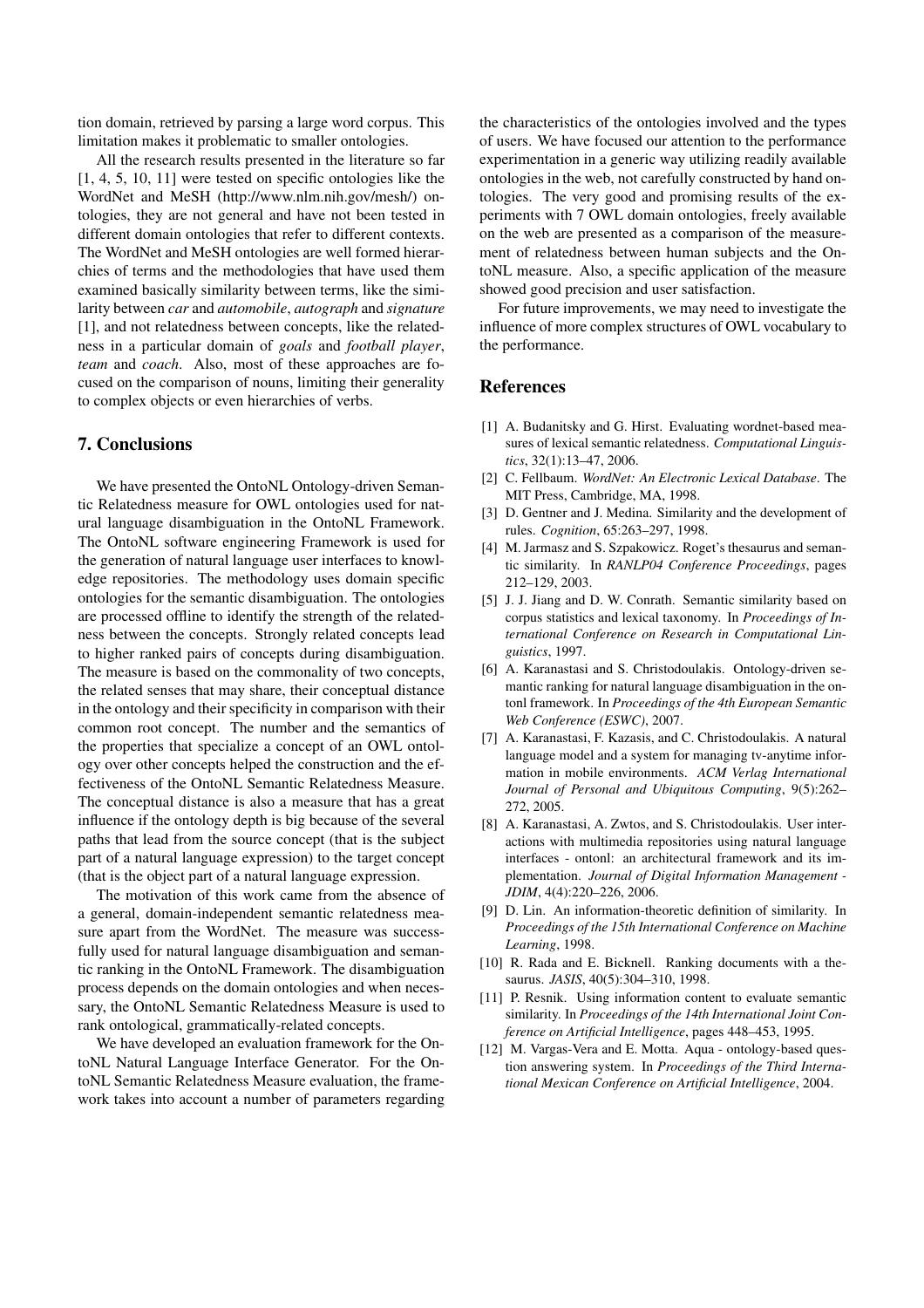tion domain, retrieved by parsing a large word corpus. This limitation makes it problematic to smaller ontologies.

All the research results presented in the literature so far [1, 4, 5, 10, 11] were tested on specific ontologies like the WordNet and MeSH (http://www.nlm.nih.gov/mesh/) ontologies, they are not general and have not been tested in different domain ontologies that refer to different contexts. The WordNet and MeSH ontologies are well formed hierarchies of terms and the methodologies that have used them examined basically similarity between terms, like the similarity between *car* and *automobile*, *autograph* and *signature* [1], and not relatedness between concepts, like the relatedness in a particular domain of *goals* and *football player*, *team* and *coach*. Also, most of these approaches are focused on the comparison of nouns, limiting their generality to complex objects or even hierarchies of verbs.

## 7. Conclusions

We have presented the OntoNL Ontology-driven Semantic Relatedness measure for OWL ontologies used for natural language disambiguation in the OntoNL Framework. The OntoNL software engineering Framework is used for the generation of natural language user interfaces to knowledge repositories. The methodology uses domain specific ontologies for the semantic disambiguation. The ontologies are processed offline to identify the strength of the relatedness between the concepts. Strongly related concepts lead to higher ranked pairs of concepts during disambiguation. The measure is based on the commonality of two concepts, the related senses that may share, their conceptual distance in the ontology and their specificity in comparison with their common root concept. The number and the semantics of the properties that specialize a concept of an OWL ontology over other concepts helped the construction and the effectiveness of the OntoNL Semantic Relatedness Measure. The conceptual distance is also a measure that has a great influence if the ontology depth is big because of the several paths that lead from the source concept (that is the subject part of a natural language expression) to the target concept (that is the object part of a natural language expression.

The motivation of this work came from the absence of a general, domain-independent semantic relatedness measure apart from the WordNet. The measure was successfully used for natural language disambiguation and semantic ranking in the OntoNL Framework. The disambiguation process depends on the domain ontologies and when necessary, the OntoNL Semantic Relatedness Measure is used to rank ontological, grammatically-related concepts.

We have developed an evaluation framework for the OntoNL Natural Language Interface Generator. For the OntoNL Semantic Relatedness Measure evaluation, the framework takes into account a number of parameters regarding the characteristics of the ontologies involved and the types of users. We have focused our attention to the performance experimentation in a generic way utilizing readily available ontologies in the web, not carefully constructed by hand ontologies. The very good and promising results of the experiments with 7 OWL domain ontologies, freely available on the web are presented as a comparison of the measurement of relatedness between human subjects and the OntoNL measure. Also, a specific application of the measure showed good precision and user satisfaction.

For future improvements, we may need to investigate the influence of more complex structures of OWL vocabulary to the performance.

## References

[1] A. Budanitsky and G. Hirst. Evaluating wordnet-based measures of lexical semantic relatedness. *Computational Linguistics*, 32(1):13–47, 2006.

[2] C. Fellbaum. *WordNet: An Electronic Lexical Database*. The MIT Press, Cambridge, MA, 1998.

[3] D. Gentner and J. Medina. Similarity and the development of rules. *Cognition*, 65:263–297, 1998.

[4] M. Jarmasz and S. Szpakowicz. Roget's thesaurus and semantic similarity. In *RANLP04 Conference Proceedings*, pages 212–129, 2003.

[5] J. J. Jiang and D. W. Conrath. Semantic similarity based on corpus statistics and lexical taxonomy. In *Proceedings of International Conference on Research in Computational Linguistics*, 1997.

[6] A. Karanastasi and S. Christodoulakis. Ontology-driven semantic ranking for natural language disambiguation in the ontonl framework. In *Proceedings of the 4th European Semantic Web Conference (ESWC)*, 2007.

[7] A. Karanastasi, F. Kazasis, and C. Christodoulakis. A natural language model and a system for managing tv-anytime information in mobile environments. *ACM Verlag International Journal of Personal and Ubiquitous Computing*, 9(5):262–272, 2005.

[8] A. Karanastasi, A. Zwtos, and S. Christodoulakis. User interactions with multimedia repositories using natural language interfaces - ontonl: an architectural framework and its implementation. *Journal of Digital Information Management - JDIM*, 4(4):220–226, 2006.

[9] D. Lin. An information-theoretic definition of similarity. In *Proceedings of the 15th International Conference on Machine Learning*, 1998.

[10] R. Rada and E. Bicknell. Ranking documents with a thesaurus. *JASIS*, 40(5):304–310, 1998.

[11] P. Resnik. Using information content to evaluate semantic similarity. In *Proceedings of the 14th International Joint Conference on Artificial Intelligence*, pages 448–453, 1995.

[12] M. Vargas-Vera and E. Motta. Aqua - ontology-based question answering system. In *Proceedings of the Third International Mexican Conference on Artificial Intelligence*, 2004.